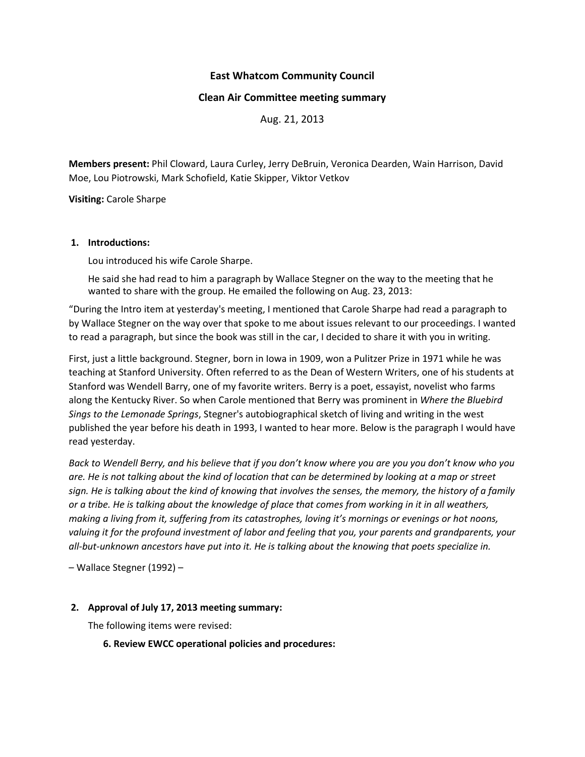**East Whatcom Community Council**

**Clean Air Committee meeting summary**

Aug. 21, 2013

**Members present:** Phil Cloward, Laura Curley, Jerry DeBruin, Veronica Dearden, Wain Harrison, David Moe, Lou Piotrowski, Mark Schofield, Katie Skipper, Viktor Vetkov

**Visiting:** Carole Sharpe

1. **Introductions:**

   Lou introduced his wife Carole Sharpe.

   He said she had read to him a paragraph by Wallace Stegner on the way to the meeting that he wanted to share with the group. He emailed the following on Aug. 23, 2013:

"During the Intro item at yesterday's meeting, I mentioned that Carole Sharpe had read a paragraph to by Wallace Stegner on the way over that spoke to me about issues relevant to our proceedings. I wanted to read a paragraph, but since the book was still in the car, I decided to share it with you in writing.

First, just a little background. Stegner, born in Iowa in 1909, won a Pulitzer Prize in 1971 while he was teaching at Stanford University. Often referred to as the Dean of Western Writers, one of his students at Stanford was Wendell Barry, one of my favorite writers. Berry is a poet, essayist, novelist who farms along the Kentucky River. So when Carole mentioned that Berry was prominent in *Where the Bluebird Sings to the Lemonade Springs*, Stegner's autobiographical sketch of living and writing in the west published the year before his death in 1993, I wanted to hear more. Below is the paragraph I would have read yesterday.

*Back to Wendell Berry, and his believe that if you don't know where you are you you don't know who you are. He is not talking about the kind of location that can be determined by looking at a map or street sign. He is talking about the kind of knowing that involves the senses, the memory, the history of a family or a tribe. He is talking about the knowledge of place that comes from working in it in all weathers, making a living from it, suffering from its catastrophes, loving it's mornings or evenings or hot noons, valuing it for the profound investment of labor and feeling that you, your parents and grandparents, your all-but-unknown ancestors have put into it. He is talking about the knowing that poets specialize in.*

– Wallace Stegner (1992) –

2. **Approval of July 17, 2013 meeting summary:**

   The following items were revised:

   **6. Review EWCC operational policies and procedures:**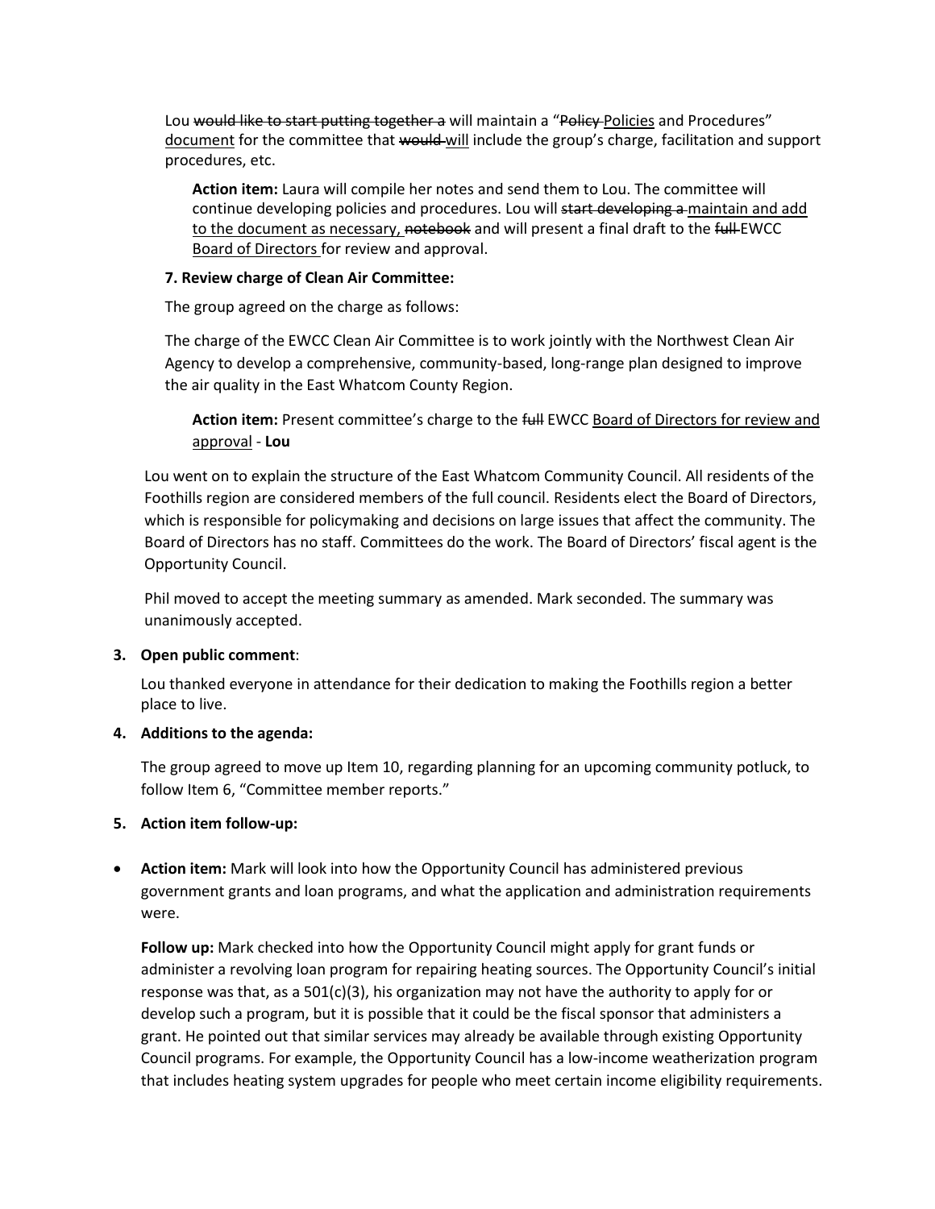Lou ~~would like to start putting together a~~ will maintain a "~~Policy~~ <u>Policies</u> and Procedures" <u>document</u> for the committee that ~~would~~ <u>will</u> include the group's charge, facilitation and support procedures, etc.

> **Action item:** Laura will compile her notes and send them to Lou. The committee will continue developing policies and procedures. Lou will ~~start developing a~~ <u>maintain and add to the document as necessary,</u> ~~notebook~~ and will present a final draft to the ~~full~~ EWCC <u>Board of Directors</u> for review and approval.

**7. Review charge of Clean Air Committee:**

The group agreed on the charge as follows:

The charge of the EWCC Clean Air Committee is to work jointly with the Northwest Clean Air Agency to develop a comprehensive, community-based, long-range plan designed to improve the air quality in the East Whatcom County Region.

> **Action item:** Present committee's charge to the ~~full~~ EWCC <u>Board of Directors for review and approval</u> - **Lou**

Lou went on to explain the structure of the East Whatcom Community Council. All residents of the Foothills region are considered members of the full council. Residents elect the Board of Directors, which is responsible for policymaking and decisions on large issues that affect the community. The Board of Directors has no staff. Committees do the work. The Board of Directors' fiscal agent is the Opportunity Council.

Phil moved to accept the meeting summary as amended. Mark seconded. The summary was unanimously accepted.

3. **Open public comment**:

   Lou thanked everyone in attendance for their dedication to making the Foothills region a better place to live.

4. **Additions to the agenda:**

   The group agreed to move up Item 10, regarding planning for an upcoming community potluck, to follow Item 6, "Committee member reports."

5. **Action item follow-up:**

- **Action item:** Mark will look into how the Opportunity Council has administered previous government grants and loan programs, and what the application and administration requirements were.

  **Follow up:** Mark checked into how the Opportunity Council might apply for grant funds or administer a revolving loan program for repairing heating sources. The Opportunity Council's initial response was that, as a 501(c)(3), his organization may not have the authority to apply for or develop such a program, but it is possible that it could be the fiscal sponsor that administers a grant. He pointed out that similar services may already be available through existing Opportunity Council programs. For example, the Opportunity Council has a low-income weatherization program that includes heating system upgrades for people who meet certain income eligibility requirements.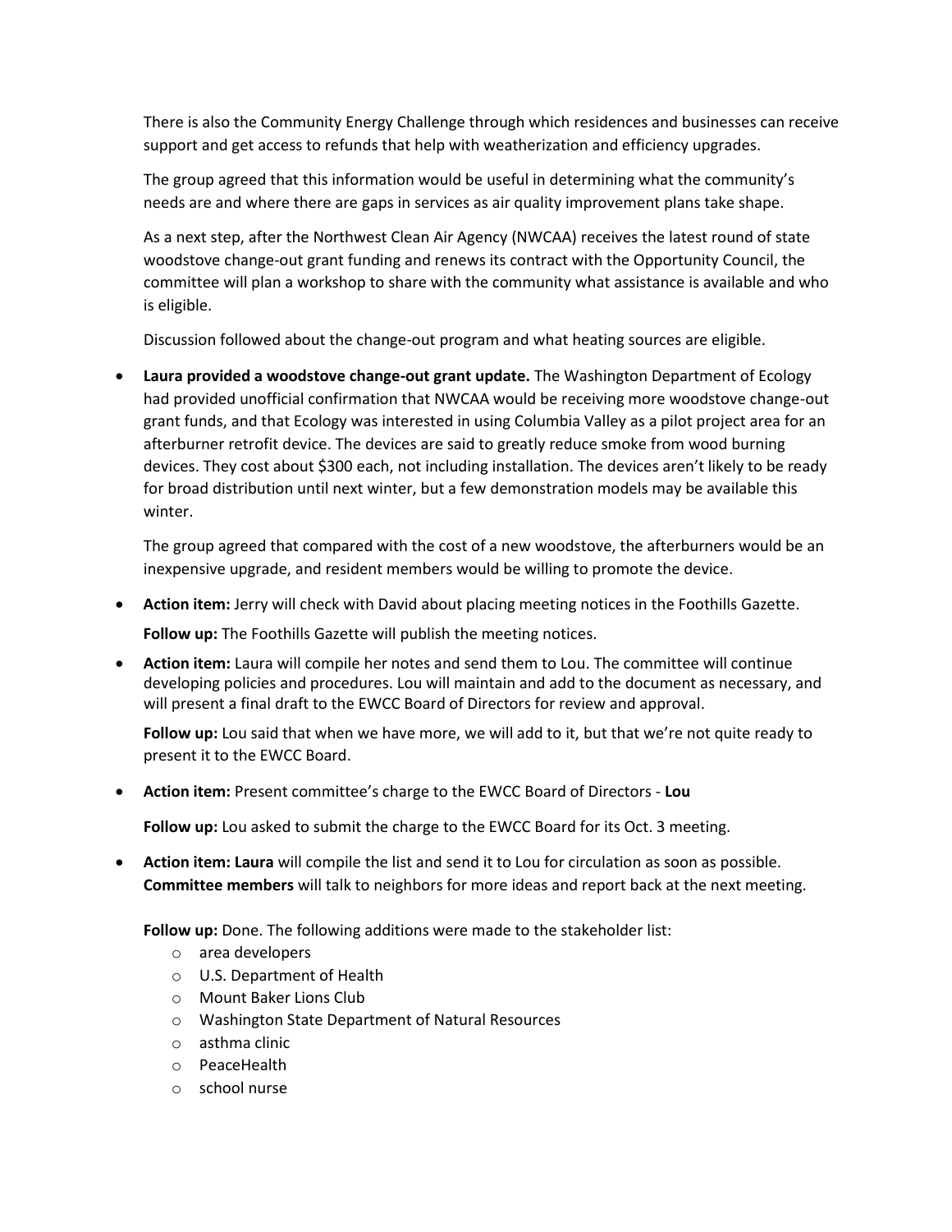There is also the Community Energy Challenge through which residences and businesses can receive support and get access to refunds that help with weatherization and efficiency upgrades.

The group agreed that this information would be useful in determining what the community's needs are and where there are gaps in services as air quality improvement plans take shape.

As a next step, after the Northwest Clean Air Agency (NWCAA) receives the latest round of state woodstove change-out grant funding and renews its contract with the Opportunity Council, the committee will plan a workshop to share with the community what assistance is available and who is eligible.

Discussion followed about the change-out program and what heating sources are eligible.

- **Laura provided a woodstove change-out grant update.** The Washington Department of Ecology had provided unofficial confirmation that NWCAA would be receiving more woodstove change-out grant funds, and that Ecology was interested in using Columbia Valley as a pilot project area for an afterburner retrofit device. The devices are said to greatly reduce smoke from wood burning devices. They cost about $300 each, not including installation. The devices aren't likely to be ready for broad distribution until next winter, but a few demonstration models may be available this winter.

  The group agreed that compared with the cost of a new woodstove, the afterburners would be an inexpensive upgrade, and resident members would be willing to promote the device.

- **Action item:** Jerry will check with David about placing meeting notices in the Foothills Gazette.

  **Follow up:** The Foothills Gazette will publish the meeting notices.

- **Action item:** Laura will compile her notes and send them to Lou. The committee will continue developing policies and procedures. Lou will maintain and add to the document as necessary, and will present a final draft to the EWCC Board of Directors for review and approval.

  **Follow up:** Lou said that when we have more, we will add to it, but that we're not quite ready to present it to the EWCC Board.

- **Action item:** Present committee's charge to the EWCC Board of Directors - **Lou**

  **Follow up:** Lou asked to submit the charge to the EWCC Board for its Oct. 3 meeting.

- **Action item: Laura** will compile the list and send it to Lou for circulation as soon as possible. **Committee members** will talk to neighbors for more ideas and report back at the next meeting.

  **Follow up:** Done. The following additions were made to the stakeholder list:
  - area developers
  - U.S. Department of Health
  - Mount Baker Lions Club
  - Washington State Department of Natural Resources
  - asthma clinic
  - PeaceHealth
  - school nurse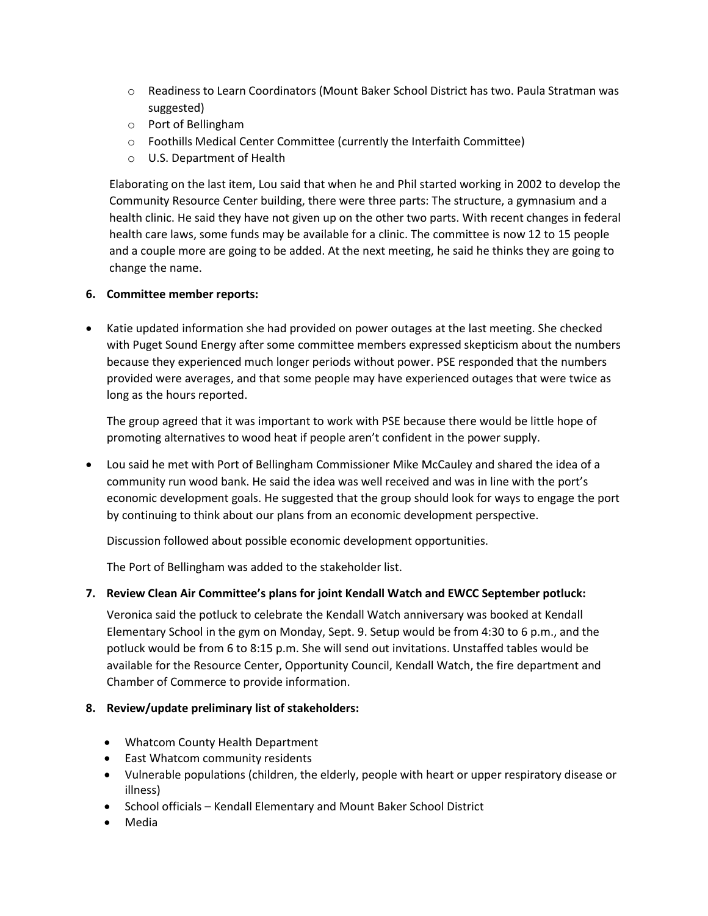- Readiness to Learn Coordinators (Mount Baker School District has two. Paula Stratman was suggested)
   - Port of Bellingham
   - Foothills Medical Center Committee (currently the Interfaith Committee)
   - U.S. Department of Health

   Elaborating on the last item, Lou said that when he and Phil started working in 2002 to develop the Community Resource Center building, there were three parts: The structure, a gymnasium and a health clinic. He said they have not given up on the other two parts. With recent changes in federal health care laws, some funds may be available for a clinic. The committee is now 12 to 15 people and a couple more are going to be added. At the next meeting, he said he thinks they are going to change the name.

**6. Committee member reports:**

- Katie updated information she had provided on power outages at the last meeting. She checked with Puget Sound Energy after some committee members expressed skepticism about the numbers because they experienced much longer periods without power. PSE responded that the numbers provided were averages, and that some people may have experienced outages that were twice as long as the hours reported.

  The group agreed that it was important to work with PSE because there would be little hope of promoting alternatives to wood heat if people aren't confident in the power supply.

- Lou said he met with Port of Bellingham Commissioner Mike McCauley and shared the idea of a community run wood bank. He said the idea was well received and was in line with the port's economic development goals. He suggested that the group should look for ways to engage the port by continuing to think about our plans from an economic development perspective.

  Discussion followed about possible economic development opportunities.

  The Port of Bellingham was added to the stakeholder list.

**7. Review Clean Air Committee's plans for joint Kendall Watch and EWCC September potluck:**

Veronica said the potluck to celebrate the Kendall Watch anniversary was booked at Kendall Elementary School in the gym on Monday, Sept. 9. Setup would be from 4:30 to 6 p.m., and the potluck would be from 6 to 8:15 p.m. She will send out invitations. Unstaffed tables would be available for the Resource Center, Opportunity Council, Kendall Watch, the fire department and Chamber of Commerce to provide information.

**8. Review/update preliminary list of stakeholders:**

- Whatcom County Health Department
- East Whatcom community residents
- Vulnerable populations (children, the elderly, people with heart or upper respiratory disease or illness)
- School officials – Kendall Elementary and Mount Baker School District
- Media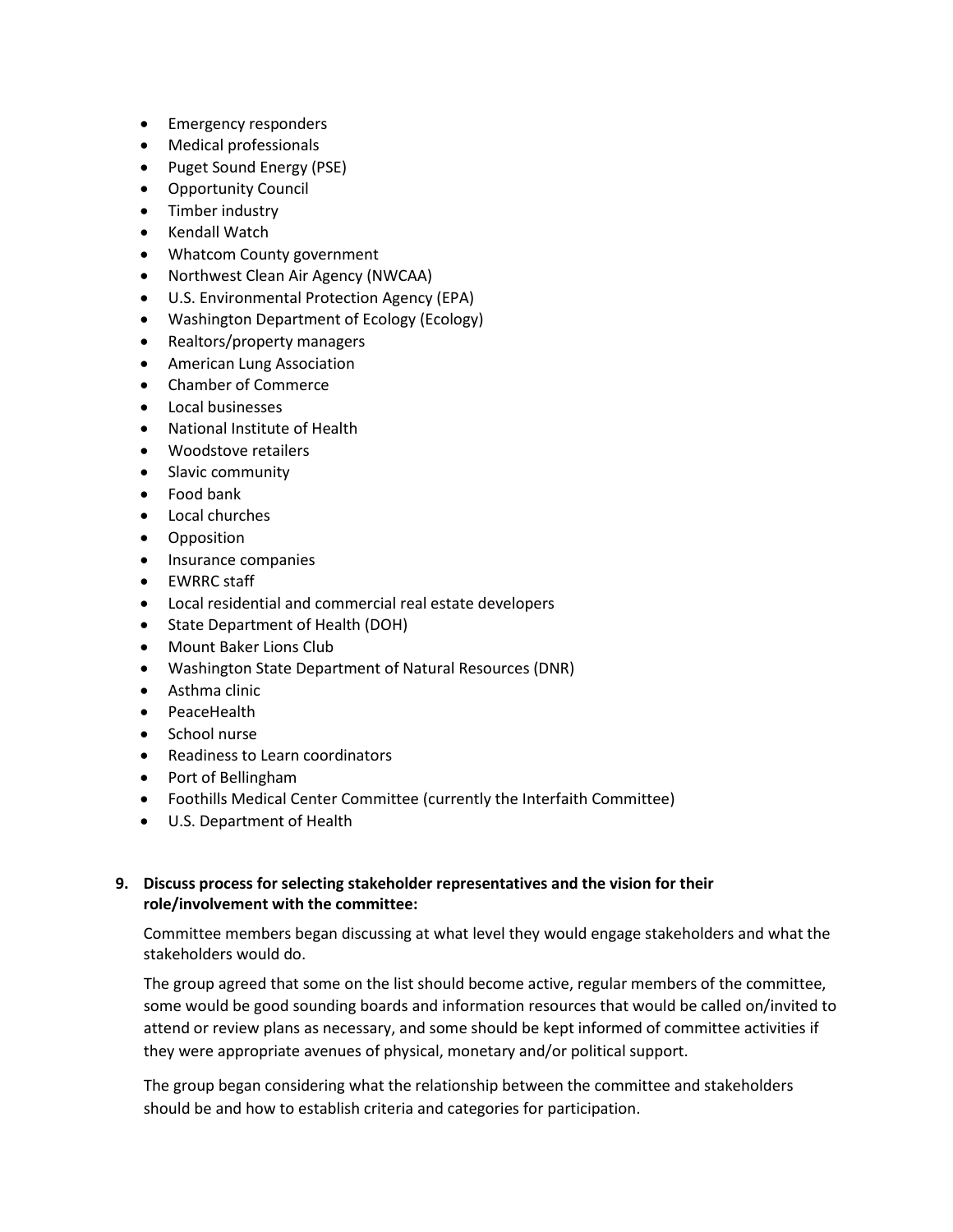- Emergency responders
- Medical professionals
- Puget Sound Energy (PSE)
- Opportunity Council
- Timber industry
- Kendall Watch
- Whatcom County government
- Northwest Clean Air Agency (NWCAA)
- U.S. Environmental Protection Agency (EPA)
- Washington Department of Ecology (Ecology)
- Realtors/property managers
- American Lung Association
- Chamber of Commerce
- Local businesses
- National Institute of Health
- Woodstove retailers
- Slavic community
- Food bank
- Local churches
- Opposition
- Insurance companies
- EWRRC staff
- Local residential and commercial real estate developers
- State Department of Health (DOH)
- Mount Baker Lions Club
- Washington State Department of Natural Resources (DNR)
- Asthma clinic
- PeaceHealth
- School nurse
- Readiness to Learn coordinators
- Port of Bellingham
- Foothills Medical Center Committee (currently the Interfaith Committee)
- U.S. Department of Health

**9. Discuss process for selecting stakeholder representatives and the vision for their role/involvement with the committee:**

Committee members began discussing at what level they would engage stakeholders and what the stakeholders would do.

The group agreed that some on the list should become active, regular members of the committee, some would be good sounding boards and information resources that would be called on/invited to attend or review plans as necessary, and some should be kept informed of committee activities if they were appropriate avenues of physical, monetary and/or political support.

The group began considering what the relationship between the committee and stakeholders should be and how to establish criteria and categories for participation.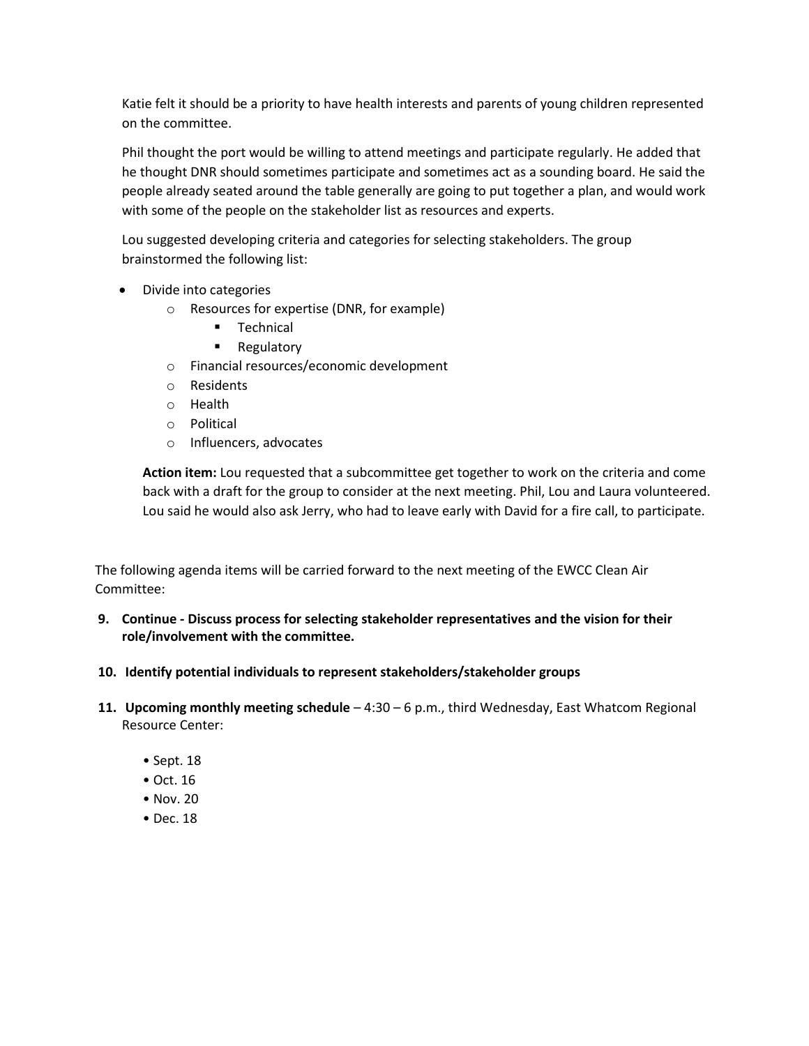Katie felt it should be a priority to have health interests and parents of young children represented on the committee.

Phil thought the port would be willing to attend meetings and participate regularly. He added that he thought DNR should sometimes participate and sometimes act as a sounding board. He said the people already seated around the table generally are going to put together a plan, and would work with some of the people on the stakeholder list as resources and experts.

Lou suggested developing criteria and categories for selecting stakeholders. The group brainstormed the following list:

- Divide into categories
    - Resources for expertise (DNR, for example)
        - Technical
        - Regulatory
    - Financial resources/economic development
    - Residents
    - Health
    - Political
    - Influencers, advocates

**Action item:** Lou requested that a subcommittee get together to work on the criteria and come back with a draft for the group to consider at the next meeting. Phil, Lou and Laura volunteered. Lou said he would also ask Jerry, who had to leave early with David for a fire call, to participate.

The following agenda items will be carried forward to the next meeting of the EWCC Clean Air Committee:

9. **Continue - Discuss process for selecting stakeholder representatives and the vision for their role/involvement with the committee.**

10. **Identify potential individuals to represent stakeholders/stakeholder groups**

11. **Upcoming monthly meeting schedule** – 4:30 – 6 p.m., third Wednesday, East Whatcom Regional Resource Center:

    - Sept. 18
    - Oct. 16
    - Nov. 20
    - Dec. 18